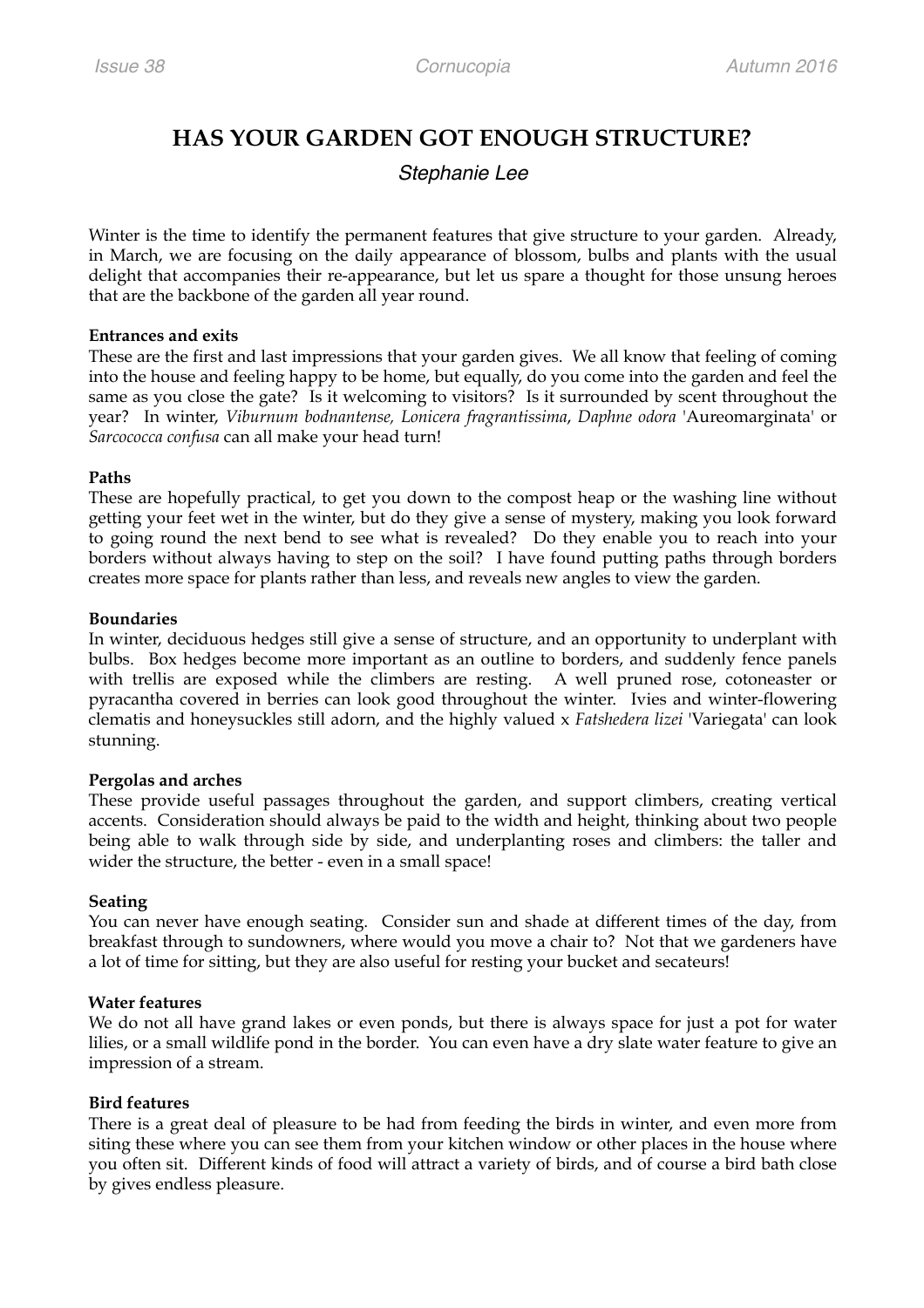# HAS YOUR GARDEN GOT ENOUGH STRUCTURE?

*Stephanie Lee*

Winter is the time to identify the permanent features that give structure to your garden. Already, in March, we are focusing on the daily appearance of blossom, bulbs and plants with the usual delight that accompanies their re-appearance, but let us spare a thought for those unsung heroes that are the backbone of the garden all year round.

**Entrances and exits**

These are the first and last impressions that your garden gives. We all know that feeling of coming into the house and feeling happy to be home, but equally, do you come into the garden and feel the same as you close the gate? Is it welcoming to visitors? Is it surrounded by scent throughout the year? In winter, *Viburnum bodnantense, Lonicera fragrantissima*, *Daphne odora* 'Aureomarginata' or *Sarcococca confusa* can all make your head turn!

**Paths**

These are hopefully practical, to get you down to the compost heap or the washing line without getting your feet wet in the winter, but do they give a sense of mystery, making you look forward to going round the next bend to see what is revealed? Do they enable you to reach into your borders without always having to step on the soil? I have found putting paths through borders creates more space for plants rather than less, and reveals new angles to view the garden.

**Boundaries**

In winter, deciduous hedges still give a sense of structure, and an opportunity to underplant with bulbs. Box hedges become more important as an outline to borders, and suddenly fence panels with trellis are exposed while the climbers are resting. A well pruned rose, cotoneaster or pyracantha covered in berries can look good throughout the winter. Ivies and winter-flowering clematis and honeysuckles still adorn, and the highly valued x *Fatshedera lizei* 'Variegata' can look stunning.

**Pergolas and arches**

These provide useful passages throughout the garden, and support climbers, creating vertical accents. Consideration should always be paid to the width and height, thinking about two people being able to walk through side by side, and underplanting roses and climbers: the taller and wider the structure, the better - even in a small space!

**Seating**

You can never have enough seating. Consider sun and shade at different times of the day, from breakfast through to sundowners, where would you move a chair to? Not that we gardeners have a lot of time for sitting, but they are also useful for resting your bucket and secateurs!

**Water features**

We do not all have grand lakes or even ponds, but there is always space for just a pot for water lilies, or a small wildlife pond in the border. You can even have a dry slate water feature to give an impression of a stream.

**Bird features**

There is a great deal of pleasure to be had from feeding the birds in winter, and even more from siting these where you can see them from your kitchen window or other places in the house where you often sit. Different kinds of food will attract a variety of birds, and of course a bird bath close by gives endless pleasure.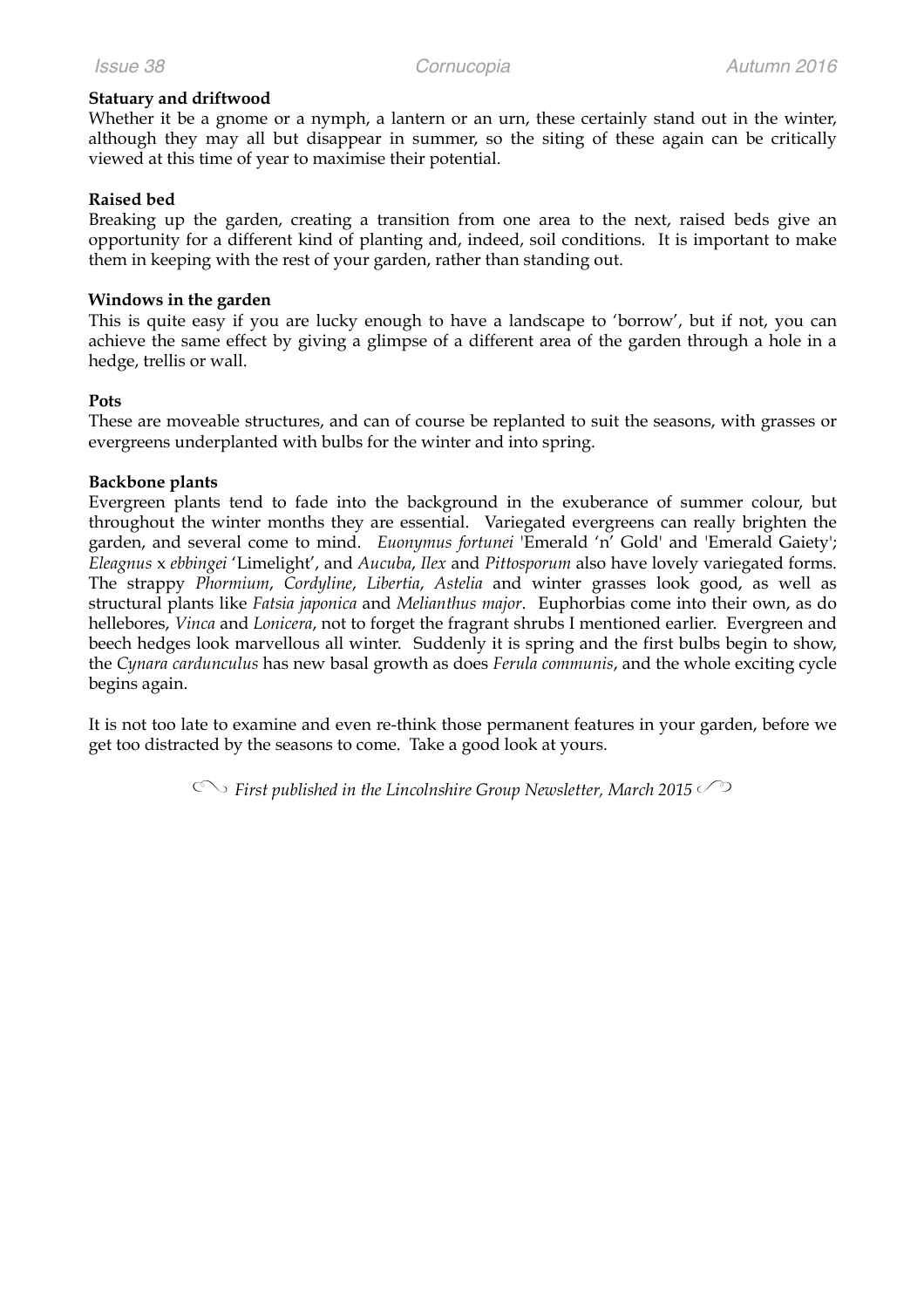**Statuary and driftwood**

Whether it be a gnome or a nymph, a lantern or an urn, these certainly stand out in the winter, although they may all but disappear in summer, so the siting of these again can be critically viewed at this time of year to maximise their potential.

**Raised bed**

Breaking up the garden, creating a transition from one area to the next, raised beds give an opportunity for a different kind of planting and, indeed, soil conditions. It is important to make them in keeping with the rest of your garden, rather than standing out.

**Windows in the garden**

This is quite easy if you are lucky enough to have a landscape to 'borrow', but if not, you can achieve the same effect by giving a glimpse of a different area of the garden through a hole in a hedge, trellis or wall.

**Pots**

These are moveable structures, and can of course be replanted to suit the seasons, with grasses or evergreens underplanted with bulbs for the winter and into spring.

**Backbone plants**

Evergreen plants tend to fade into the background in the exuberance of summer colour, but throughout the winter months they are essential. Variegated evergreens can really brighten the garden, and several come to mind. *Euonymus fortunei* 'Emerald 'n' Gold' and 'Emerald Gaiety'; *Eleagnus* x *ebbingei* 'Limelight', and *Aucuba*, *Ilex* and *Pittosporum* also have lovely variegated forms. The strappy *Phormium*, *Cordyline*, *Libertia*, *Astelia* and winter grasses look good, as well as structural plants like *Fatsia japonica* and *Melianthus major*. Euphorbias come into their own, as do hellebores, *Vinca* and *Lonicera*, not to forget the fragrant shrubs I mentioned earlier. Evergreen and beech hedges look marvellous all winter. Suddenly it is spring and the first bulbs begin to show, the *Cynara cardunculus* has new basal growth as does *Ferula communis*, and the whole exciting cycle begins again.

It is not too late to examine and even re-think those permanent features in your garden, before we get too distracted by the seasons to come. Take a good look at yours.

*First published in the Lincolnshire Group Newsletter, March 2015*